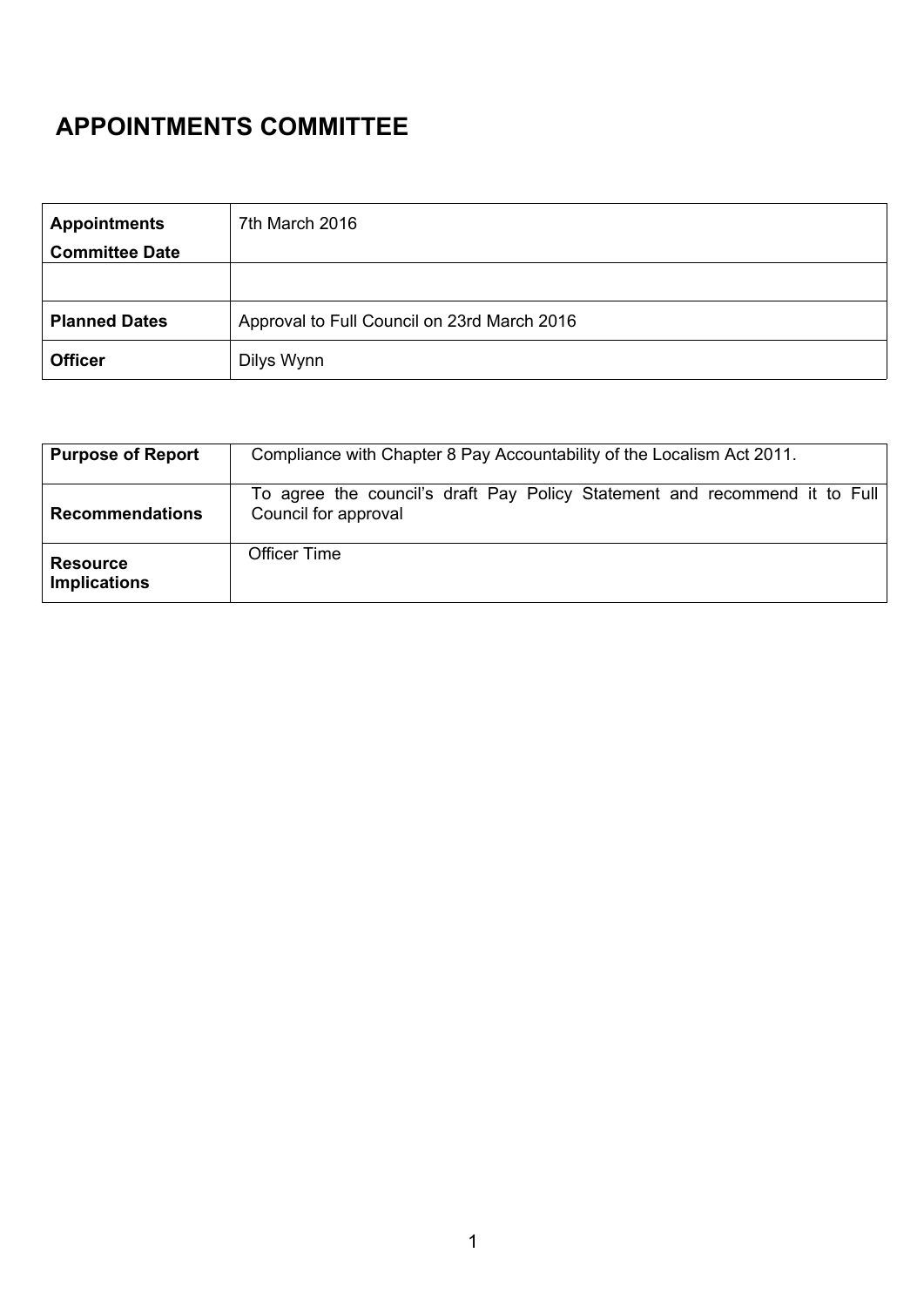# APPOINTMENTS COMMITTEE

| | |
|---|---|
| **Appointments Committee Date** | 7th March 2016 |
| | |
| **Planned Dates** | Approval to Full Council on 23rd March 2016 |
| **Officer** | Dilys Wynn |

| | |
|---|---|
| **Purpose of Report** | Compliance with Chapter 8 Pay Accountability of the Localism Act 2011. |
| **Recommendations** | To agree the council's draft Pay Policy Statement and recommend it to Full Council for approval |
| **Resource Implications** | Officer Time |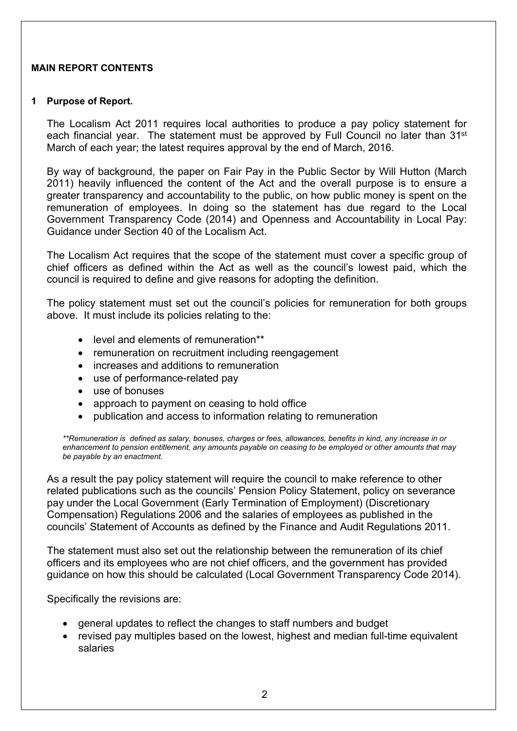**MAIN REPORT CONTENTS**

**1 Purpose of Report.**

The Localism Act 2011 requires local authorities to produce a pay policy statement for each financial year. The statement must be approved by Full Council no later than 31st March of each year; the latest requires approval by the end of March, 2016.

By way of background, the paper on Fair Pay in the Public Sector by Will Hutton (March 2011) heavily influenced the content of the Act and the overall purpose is to ensure a greater transparency and accountability to the public, on how public money is spent on the remuneration of employees. In doing so the statement has due regard to the Local Government Transparency Code (2014) and Openness and Accountability in Local Pay: Guidance under Section 40 of the Localism Act.

The Localism Act requires that the scope of the statement must cover a specific group of chief officers as defined within the Act as well as the council's lowest paid, which the council is required to define and give reasons for adopting the definition.

The policy statement must set out the council's policies for remuneration for both groups above. It must include its policies relating to the:

- level and elements of remuneration**
- remuneration on recruitment including reengagement
- increases and additions to remuneration
- use of performance-related pay
- use of bonuses
- approach to payment on ceasing to hold office
- publication and access to information relating to remuneration

*\*\*Remuneration is defined as salary, bonuses, charges or fees, allowances, benefits in kind, any increase in or enhancement to pension entitlement, any amounts payable on ceasing to be employed or other amounts that may be payable by an enactment.*

As a result the pay policy statement will require the council to make reference to other related publications such as the councils' Pension Policy Statement, policy on severance pay under the Local Government (Early Termination of Employment) (Discretionary Compensation) Regulations 2006 and the salaries of employees as published in the councils' Statement of Accounts as defined by the Finance and Audit Regulations 2011.

The statement must also set out the relationship between the remuneration of its chief officers and its employees who are not chief officers, and the government has provided guidance on how this should be calculated (Local Government Transparency Code 2014).

Specifically the revisions are:

- general updates to reflect the changes to staff numbers and budget
- revised pay multiples based on the lowest, highest and median full-time equivalent salaries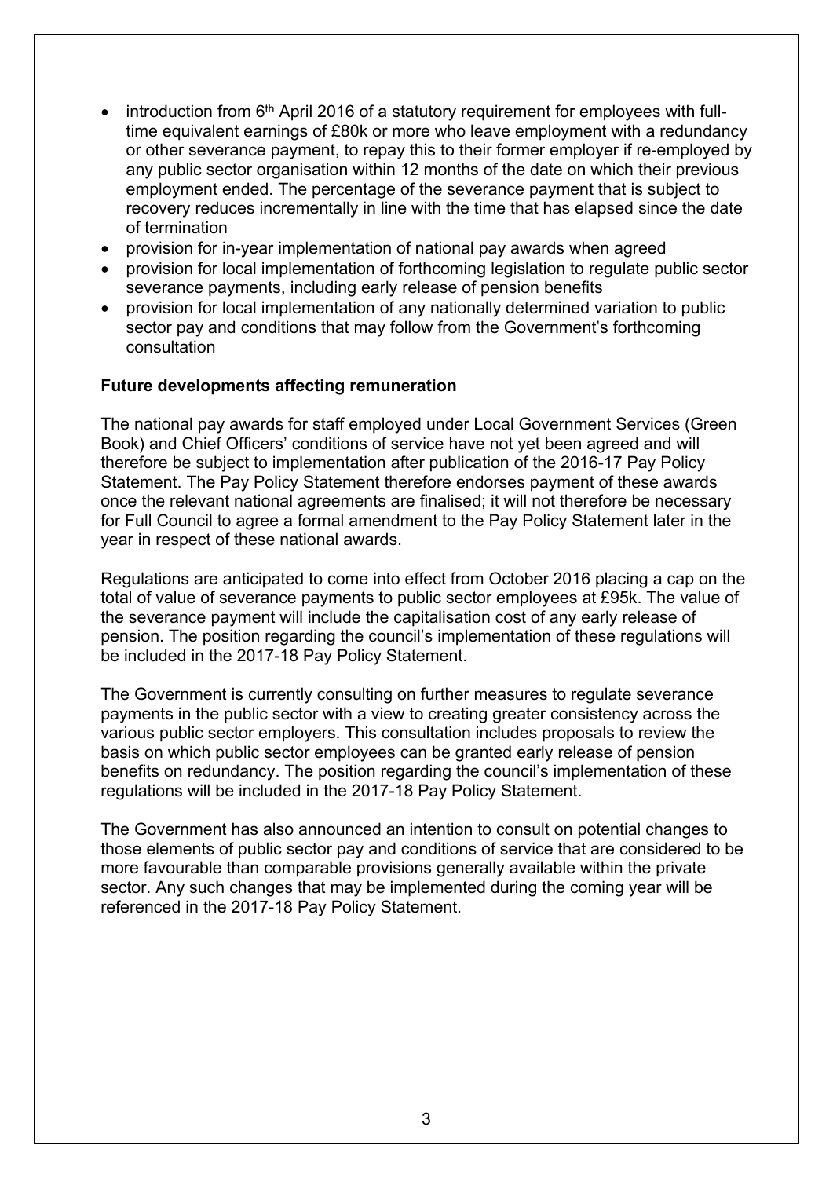- introduction from 6th April 2016 of a statutory requirement for employees with full-time equivalent earnings of £80k or more who leave employment with a redundancy or other severance payment, to repay this to their former employer if re-employed by any public sector organisation within 12 months of the date on which their previous employment ended. The percentage of the severance payment that is subject to recovery reduces incrementally in line with the time that has elapsed since the date of termination
- provision for in-year implementation of national pay awards when agreed
- provision for local implementation of forthcoming legislation to regulate public sector severance payments, including early release of pension benefits
- provision for local implementation of any nationally determined variation to public sector pay and conditions that may follow from the Government's forthcoming consultation

**Future developments affecting remuneration**

The national pay awards for staff employed under Local Government Services (Green Book) and Chief Officers' conditions of service have not yet been agreed and will therefore be subject to implementation after publication of the 2016-17 Pay Policy Statement. The Pay Policy Statement therefore endorses payment of these awards once the relevant national agreements are finalised; it will not therefore be necessary for Full Council to agree a formal amendment to the Pay Policy Statement later in the year in respect of these national awards.

Regulations are anticipated to come into effect from October 2016 placing a cap on the total of value of severance payments to public sector employees at £95k. The value of the severance payment will include the capitalisation cost of any early release of pension. The position regarding the council's implementation of these regulations will be included in the 2017-18 Pay Policy Statement.

The Government is currently consulting on further measures to regulate severance payments in the public sector with a view to creating greater consistency across the various public sector employers. This consultation includes proposals to review the basis on which public sector employees can be granted early release of pension benefits on redundancy. The position regarding the council's implementation of these regulations will be included in the 2017-18 Pay Policy Statement.

The Government has also announced an intention to consult on potential changes to those elements of public sector pay and conditions of service that are considered to be more favourable than comparable provisions generally available within the private sector. Any such changes that may be implemented during the coming year will be referenced in the 2017-18 Pay Policy Statement.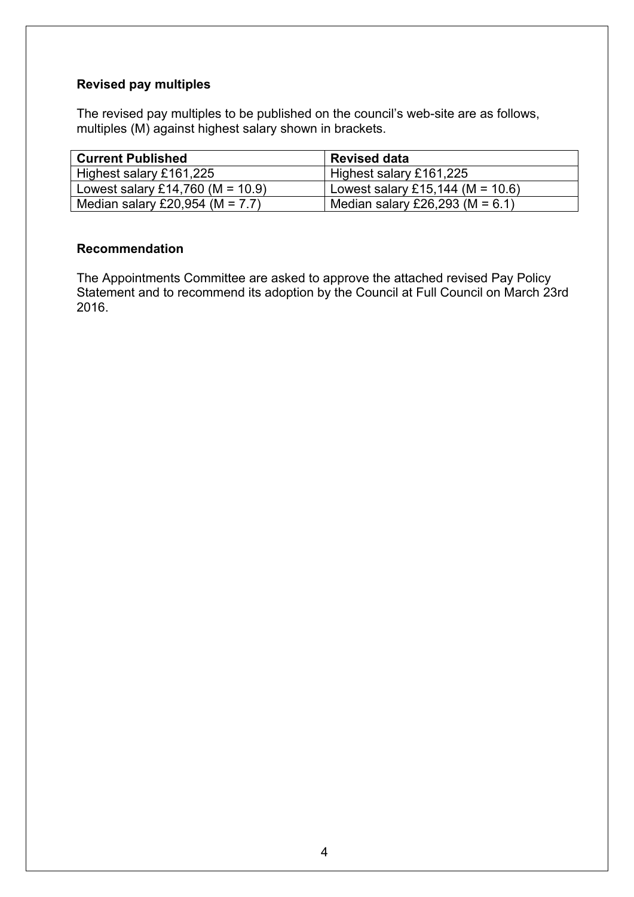**Revised pay multiples**

The revised pay multiples to be published on the council's web-site are as follows, multiples (M) against highest salary shown in brackets.

| Current Published | Revised data |
|---|---|
| Highest salary £161,225 | Highest salary £161,225 |
| Lowest salary £14,760 (M = 10.9) | Lowest salary £15,144 (M = 10.6) |
| Median salary £20,954 (M = 7.7) | Median salary £26,293 (M = 6.1) |

**Recommendation**

The Appointments Committee are asked to approve the attached revised Pay Policy Statement and to recommend its adoption by the Council at Full Council on March 23rd 2016.